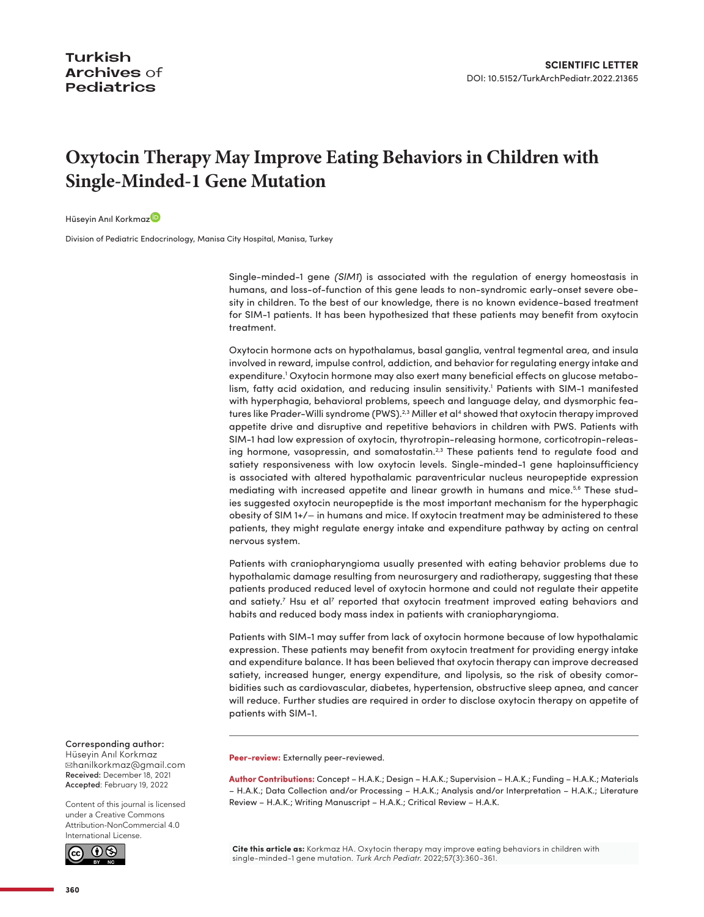SCIENTIFIC LETTER

DOI: 10.5152/TurkArchPediatr.2022.21365

# Oxytocin Therapy May Improve Eating Behaviors in Children with Single-Minded-1 Gene Mutation

Hüseyin Anıl Korkmaz

Division of Pediatric Endocrinology, Manisa City Hospital, Manisa, Turkey

Single-minded-1 gene (*SIM1*) is associated with the regulation of energy homeostasis in humans, and loss-of-function of this gene leads to non-syndromic early-onset severe obesity in children. To the best of our knowledge, there is no known evidence-based treatment for SIM-1 patients. It has been hypothesized that these patients may benefit from oxytocin treatment.

Oxytocin hormone acts on hypothalamus, basal ganglia, ventral tegmental area, and insula involved in reward, impulse control, addiction, and behavior for regulating energy intake and expenditure.[1] Oxytocin hormone may also exert many beneficial effects on glucose metabolism, fatty acid oxidation, and reducing insulin sensitivity.[1] Patients with SIM-1 manifested with hyperphagia, behavioral problems, speech and language delay, and dysmorphic features like Prader-Willi syndrome (PWS).[2,3] Miller et al[4] showed that oxytocin therapy improved appetite drive and disruptive and repetitive behaviors in children with PWS. Patients with SIM-1 had low expression of oxytocin, thyrotropin-releasing hormone, corticotropin-releasing hormone, vasopressin, and somatostatin.[2,3] These patients tend to regulate food and satiety responsiveness with low oxytocin levels. Single-minded-1 gene haploinsufficiency is associated with altered hypothalamic paraventricular nucleus neuropeptide expression mediating with increased appetite and linear growth in humans and mice.[5,6] These studies suggested oxytocin neuropeptide is the most important mechanism for the hyperphagic obesity of SIM 1+/− in humans and mice. If oxytocin treatment may be administered to these patients, they might regulate energy intake and expenditure pathway by acting on central nervous system.

Patients with craniopharyngioma usually presented with eating behavior problems due to hypothalamic damage resulting from neurosurgery and radiotherapy, suggesting that these patients produced reduced level of oxytocin hormone and could not regulate their appetite and satiety.[7] Hsu et al[7] reported that oxytocin treatment improved eating behaviors and habits and reduced body mass index in patients with craniopharyngioma.

Patients with SIM-1 may suffer from lack of oxytocin hormone because of low hypothalamic expression. These patients may benefit from oxytocin treatment for providing energy intake and expenditure balance. It has been believed that oxytocin therapy can improve decreased satiety, increased hunger, energy expenditure, and lipolysis, so the risk of obesity comorbidities such as cardiovascular, diabetes, hypertension, obstructive sleep apnea, and cancer will reduce. Further studies are required in order to disclose oxytocin therapy on appetite of patients with SIM-1.

**Peer-review:** Externally peer-reviewed.

**Author Contributions:** Concept – H.A.K.; Design – H.A.K.; Supervision – H.A.K.; Funding – H.A.K.; Materials – H.A.K.; Data Collection and/or Processing – H.A.K.; Analysis and/or Interpretation – H.A.K.; Literature Review – H.A.K.; Writing Manuscript – H.A.K.; Critical Review – H.A.K.

**Corresponding author:**
Hüseyin Anıl Korkmaz
✉hanilkorkmaz@gmail.com
**Received:** December 18, 2021
**Accepted:** February 19, 2022

Content of this journal is licensed under a Creative Commons Attribution-NonCommercial 4.0 International License.

**Cite this article as:** Korkmaz HA. Oxytocin therapy may improve eating behaviors in children with single-minded-1 gene mutation. *Turk Arch Pediatr.* 2022;57(3):360-361.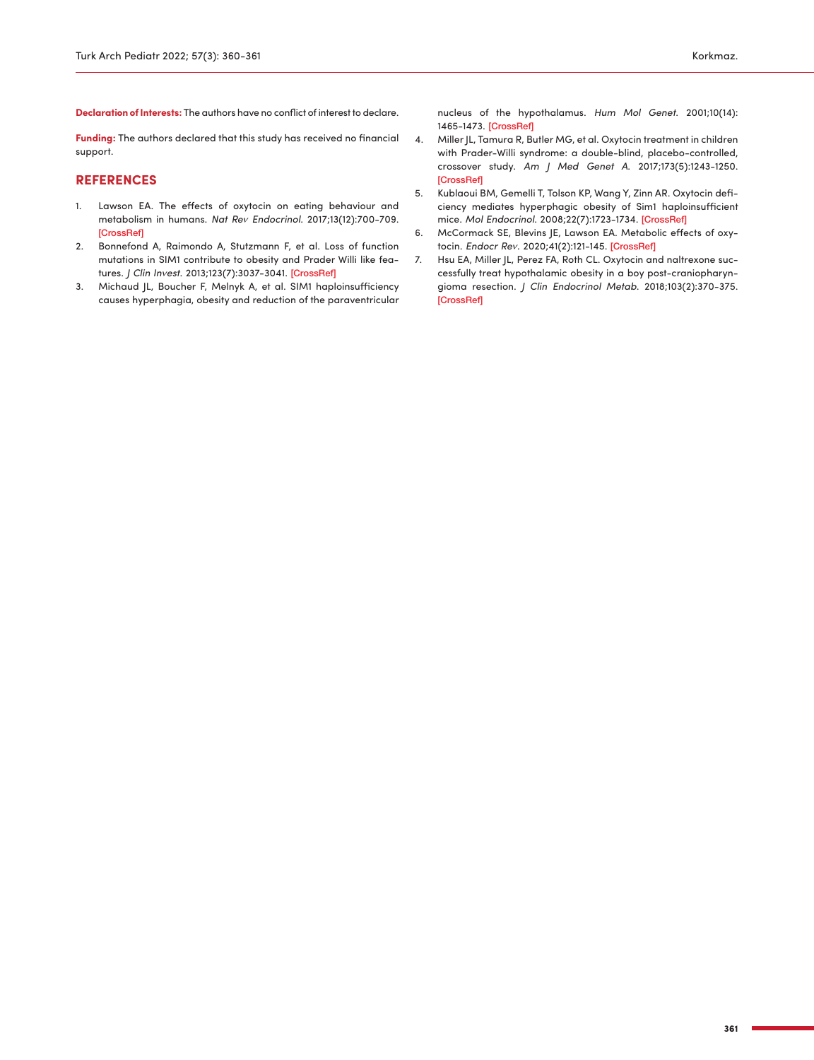**Declaration of Interests:** The authors have no conflict of interest to declare.

**Funding:** The authors declared that this study has received no financial support.

## REFERENCES

1. Lawson EA. The effects of oxytocin on eating behaviour and metabolism in humans. *Nat Rev Endocrinol.* 2017;13(12):700-709. [CrossRef]
2. Bonnefond A, Raimondo A, Stutzmann F, et al. Loss of function mutations in SIM1 contribute to obesity and Prader Willi like features. *J Clin Invest.* 2013;123(7):3037-3041. [CrossRef]
3. Michaud JL, Boucher F, Melnyk A, et al. SIM1 haploinsufficiency causes hyperphagia, obesity and reduction of the paraventricular nucleus of the hypothalamus. *Hum Mol Genet.* 2001;10(14): 1465-1473. [CrossRef]
4. Miller JL, Tamura R, Butler MG, et al. Oxytocin treatment in children with Prader-Willi syndrome: a double-blind, placebo-controlled, crossover study. *Am J Med Genet A.* 2017;173(5):1243-1250. [CrossRef]
5. Kublaoui BM, Gemelli T, Tolson KP, Wang Y, Zinn AR. Oxytocin deficiency mediates hyperphagic obesity of Sim1 haploinsufficient mice. *Mol Endocrinol.* 2008;22(7):1723-1734. [CrossRef]
6. McCormack SE, Blevins JE, Lawson EA. Metabolic effects of oxytocin. *Endocr Rev.* 2020;41(2):121-145. [CrossRef]
7. Hsu EA, Miller JL, Perez FA, Roth CL. Oxytocin and naltrexone successfully treat hypothalamic obesity in a boy post-craniopharyngioma resection. *J Clin Endocrinol Metab.* 2018;103(2):370-375. [CrossRef]